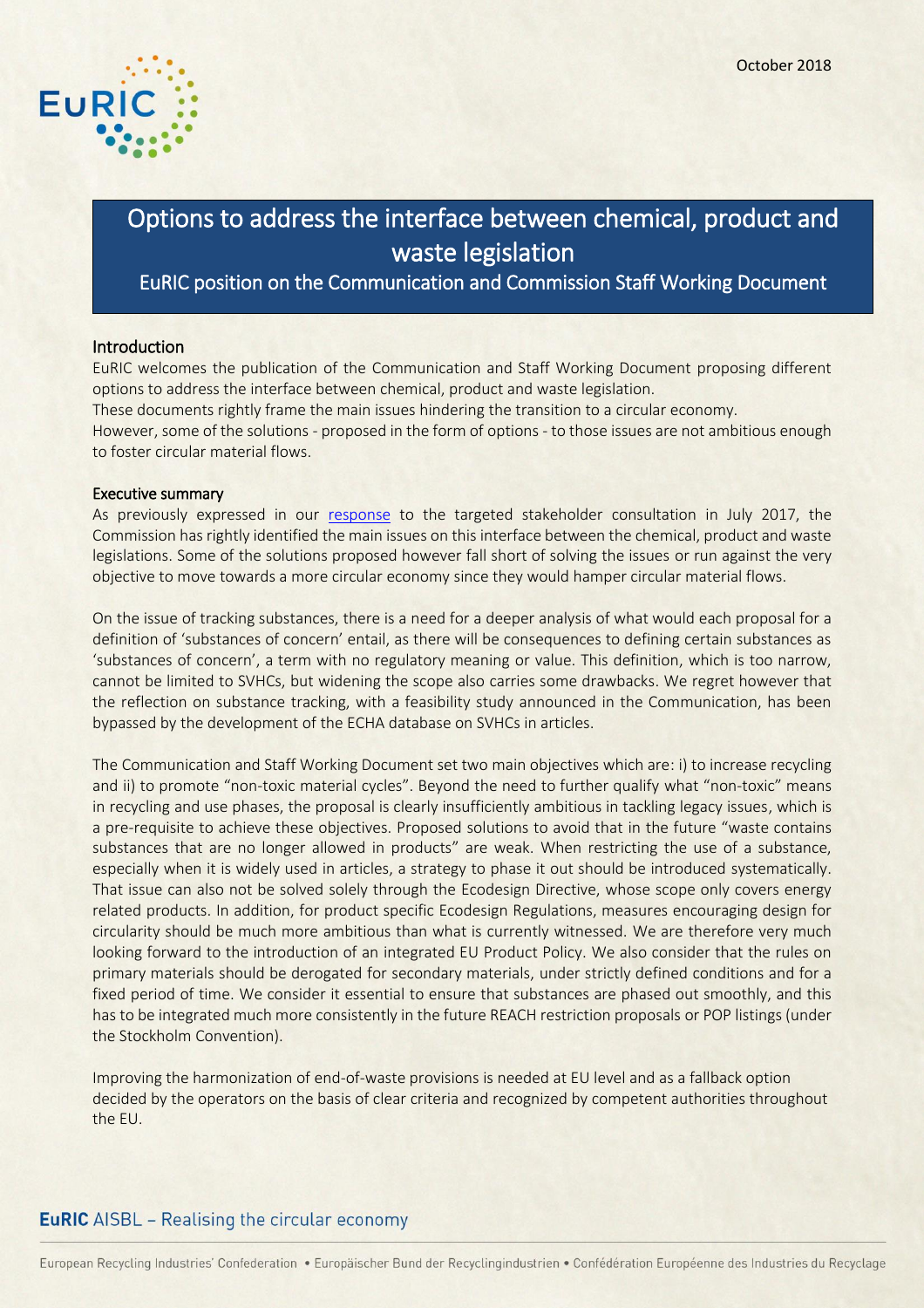October 2018

# Options to address the interface between chemical, product and waste legislation

## EuRIC position on the Communication and Commission Staff Working Document

### Introduction

EuRIC welcomes the publication of the Communication and Staff Working Document proposing different options to address the interface between chemical, product and waste legislation.

These documents rightly frame the main issues hindering the transition to a circular economy.

However, some of the solutions - proposed in the form of options - to those issues are not ambitious enough to foster circular material flows.

### Executive summary

As previously expressed in our response to the targeted stakeholder consultation in July 2017, the Commission has rightly identified the main issues on this interface between the chemical, product and waste legislations. Some of the solutions proposed however fall short of solving the issues or run against the very objective to move towards a more circular economy since they would hamper circular material flows.

On the issue of tracking substances, there is a need for a deeper analysis of what would each proposal for a definition of 'substances of concern' entail, as there will be consequences to defining certain substances as 'substances of concern', a term with no regulatory meaning or value. This definition, which is too narrow, cannot be limited to SVHCs, but widening the scope also carries some drawbacks. We regret however that the reflection on substance tracking, with a feasibility study announced in the Communication, has been bypassed by the development of the ECHA database on SVHCs in articles.

The Communication and Staff Working Document set two main objectives which are: i) to increase recycling and ii) to promote "non-toxic material cycles". Beyond the need to further qualify what "non-toxic" means in recycling and use phases, the proposal is clearly insufficiently ambitious in tackling legacy issues, which is a pre-requisite to achieve these objectives. Proposed solutions to avoid that in the future "waste contains substances that are no longer allowed in products" are weak. When restricting the use of a substance, especially when it is widely used in articles, a strategy to phase it out should be introduced systematically. That issue can also not be solved solely through the Ecodesign Directive, whose scope only covers energy related products. In addition, for product specific Ecodesign Regulations, measures encouraging design for circularity should be much more ambitious than what is currently witnessed. We are therefore very much looking forward to the introduction of an integrated EU Product Policy. We also consider that the rules on primary materials should be derogated for secondary materials, under strictly defined conditions and for a fixed period of time. We consider it essential to ensure that substances are phased out smoothly, and this has to be integrated much more consistently in the future REACH restriction proposals or POP listings (under the Stockholm Convention).

Improving the harmonization of end-of-waste provisions is needed at EU level and as a fallback option decided by the operators on the basis of clear criteria and recognized by competent authorities throughout the EU.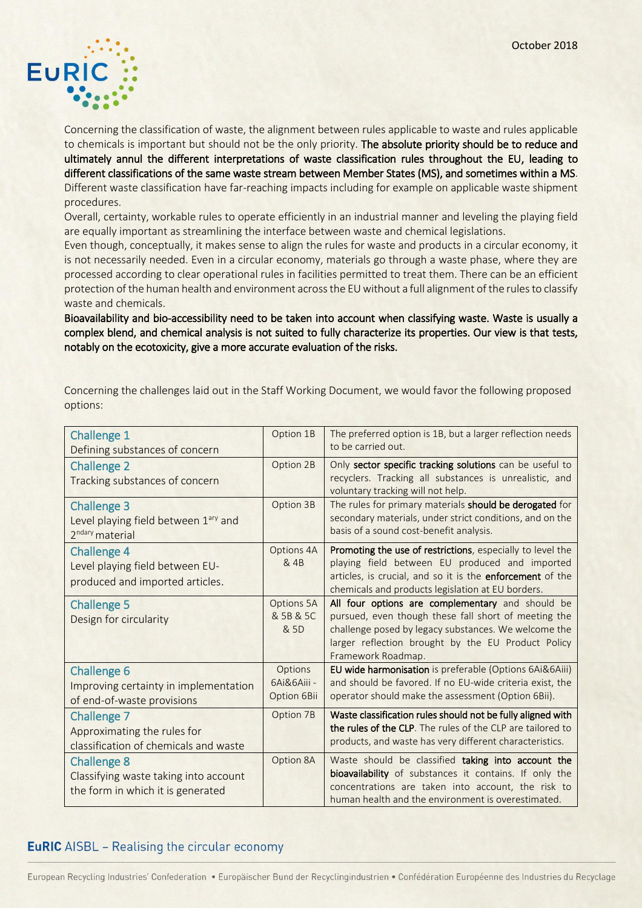Concerning the classification of waste, the alignment between rules applicable to waste and rules applicable to chemicals is important but should not be the only priority. **The absolute priority should be to reduce and ultimately annul the different interpretations of waste classification rules throughout the EU, leading to different classifications of the same waste stream between Member States (MS), and sometimes within a MS**. Different waste classification have far-reaching impacts including for example on applicable waste shipment procedures.

Overall, certainty, workable rules to operate efficiently in an industrial manner and leveling the playing field are equally important as streamlining the interface between waste and chemical legislations.

Even though, conceptually, it makes sense to align the rules for waste and products in a circular economy, it is not necessarily needed. Even in a circular economy, materials go through a waste phase, where they are processed according to clear operational rules in facilities permitted to treat them. There can be an efficient protection of the human health and environment across the EU without a full alignment of the rules to classify waste and chemicals.

**Bioavailability and bio-accessibility need to be taken into account when classifying waste. Waste is usually a complex blend, and chemical analysis is not suited to fully characterize its properties. Our view is that tests, notably on the ecotoxicity, give a more accurate evaluation of the risks.**

Concerning the challenges laid out in the Staff Working Document, we would favor the following proposed options:

| Challenge | Option | Comment |
|---|---|---|
| **Challenge 1** Defining substances of concern | Option 1B | The preferred option is 1B, but a larger reflection needs to be carried out. |
| **Challenge 2** Tracking substances of concern | Option 2B | Only **sector specific tracking solutions** can be useful to recyclers. Tracking all substances is unrealistic, and voluntary tracking will not help. |
| **Challenge 3** Level playing field between 1ary and 2ndary material | Option 3B | The rules for primary materials **should be derogated** for secondary materials, under strict conditions, and on the basis of a sound cost-benefit analysis. |
| **Challenge 4** Level playing field between EU-produced and imported articles. | Options 4A & 4B | **Promoting the use of restrictions**, especially to level the playing field between EU produced and imported articles, is crucial, and so it is the **enforcement** of the chemicals and products legislation at EU borders. |
| **Challenge 5** Design for circularity | Options 5A & 5B & 5C & 5D | **All four options are complementary** and should be pursued, even though these fall short of meeting the challenge posed by legacy substances. We welcome the larger reflection brought by the EU Product Policy Framework Roadmap. |
| **Challenge 6** Improving certainty in implementation of end-of-waste provisions | Options 6Ai&6Aiii - Option 6Bii | **EU wide harmonisation** is preferable (Options 6Ai&6Aiii) and should be favored. If no EU-wide criteria exist, the operator should make the assessment (Option 6Bii). |
| **Challenge 7** Approximating the rules for classification of chemicals and waste | Option 7B | **Waste classification rules should not be fully aligned with the rules of the CLP**. The rules of the CLP are tailored to products, and waste has very different characteristics. |
| **Challenge 8** Classifying waste taking into account the form in which it is generated | Option 8A | Waste should be classified **taking into account the bioavailability** of substances it contains. If only the concentrations are taken into account, the risk to human health and the environment is overestimated. |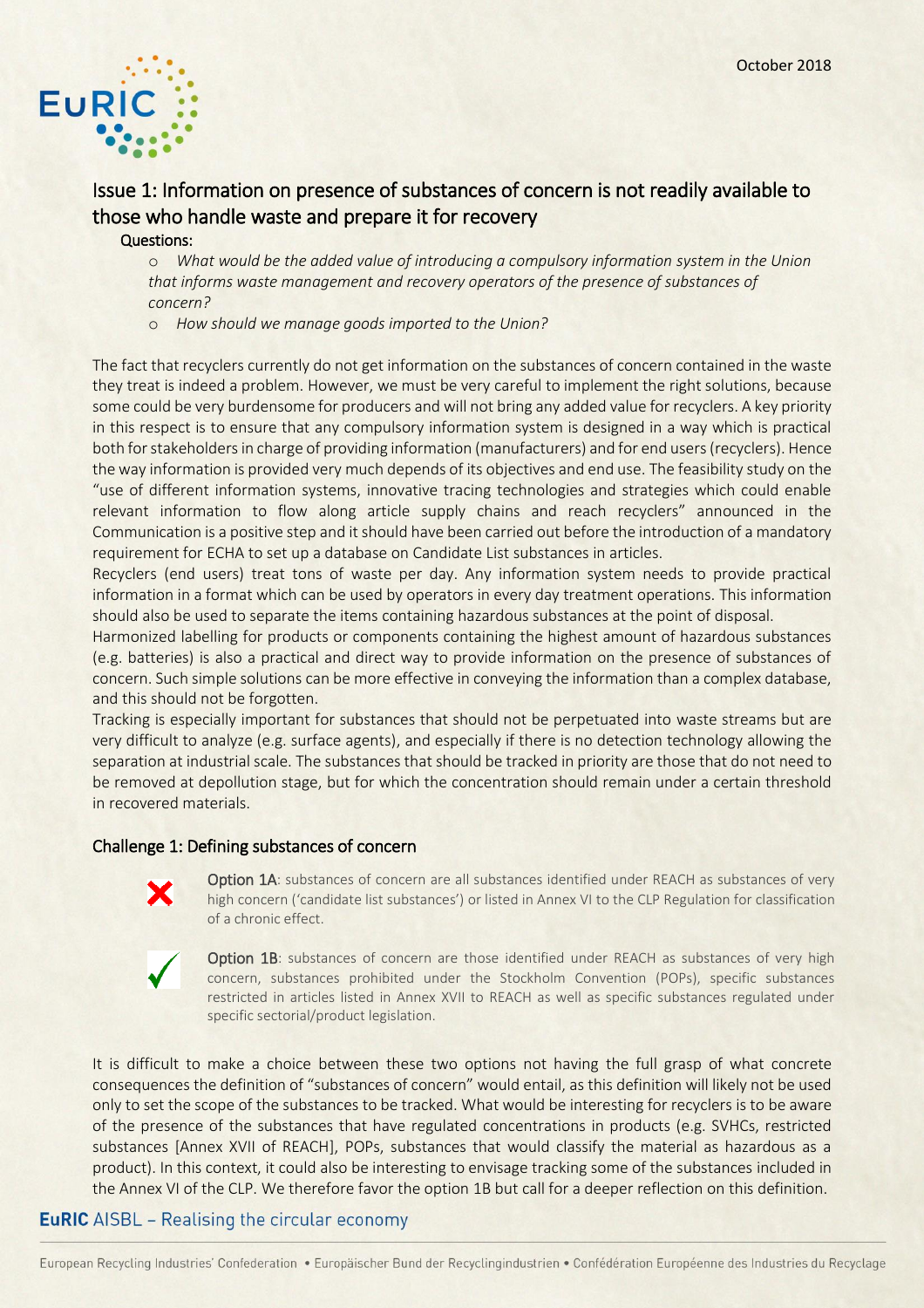## Issue 1: Information on presence of substances of concern is not readily available to those who handle waste and prepare it for recovery

**Questions:**

- *What would be the added value of introducing a compulsory information system in the Union that informs waste management and recovery operators of the presence of substances of concern?*
- *How should we manage goods imported to the Union?*

The fact that recyclers currently do not get information on the substances of concern contained in the waste they treat is indeed a problem. However, we must be very careful to implement the right solutions, because some could be very burdensome for producers and will not bring any added value for recyclers. A key priority in this respect is to ensure that any compulsory information system is designed in a way which is practical both for stakeholders in charge of providing information (manufacturers) and for end users (recyclers). Hence the way information is provided very much depends of its objectives and end use. The feasibility study on the "use of different information systems, innovative tracing technologies and strategies which could enable relevant information to flow along article supply chains and reach recyclers" announced in the Communication is a positive step and it should have been carried out before the introduction of a mandatory requirement for ECHA to set up a database on Candidate List substances in articles.

Recyclers (end users) treat tons of waste per day. Any information system needs to provide practical information in a format which can be used by operators in every day treatment operations. This information should also be used to separate the items containing hazardous substances at the point of disposal.

Harmonized labelling for products or components containing the highest amount of hazardous substances (e.g. batteries) is also a practical and direct way to provide information on the presence of substances of concern. Such simple solutions can be more effective in conveying the information than a complex database, and this should not be forgotten.

Tracking is especially important for substances that should not be perpetuated into waste streams but are very difficult to analyze (e.g. surface agents), and especially if there is no detection technology allowing the separation at industrial scale. The substances that should be tracked in priority are those that do not need to be removed at depollution stage, but for which the concentration should remain under a certain threshold in recovered materials.

### Challenge 1: Defining substances of concern

✗ **Option 1A**: substances of concern are all substances identified under REACH as substances of very high concern ('candidate list substances') or listed in Annex VI to the CLP Regulation for classification of a chronic effect.

✓ **Option 1B**: substances of concern are those identified under REACH as substances of very high concern, substances prohibited under the Stockholm Convention (POPs), specific substances restricted in articles listed in Annex XVII to REACH as well as specific substances regulated under specific sectorial/product legislation.

It is difficult to make a choice between these two options not having the full grasp of what concrete consequences the definition of "substances of concern" would entail, as this definition will likely not be used only to set the scope of the substances to be tracked. What would be interesting for recyclers is to be aware of the presence of the substances that have regulated concentrations in products (e.g. SVHCs, restricted substances [Annex XVII of REACH], POPs, substances that would classify the material as hazardous as a product). In this context, it could also be interesting to envisage tracking some of the substances included in the Annex VI of the CLP. We therefore favor the option 1B but call for a deeper reflection on this definition.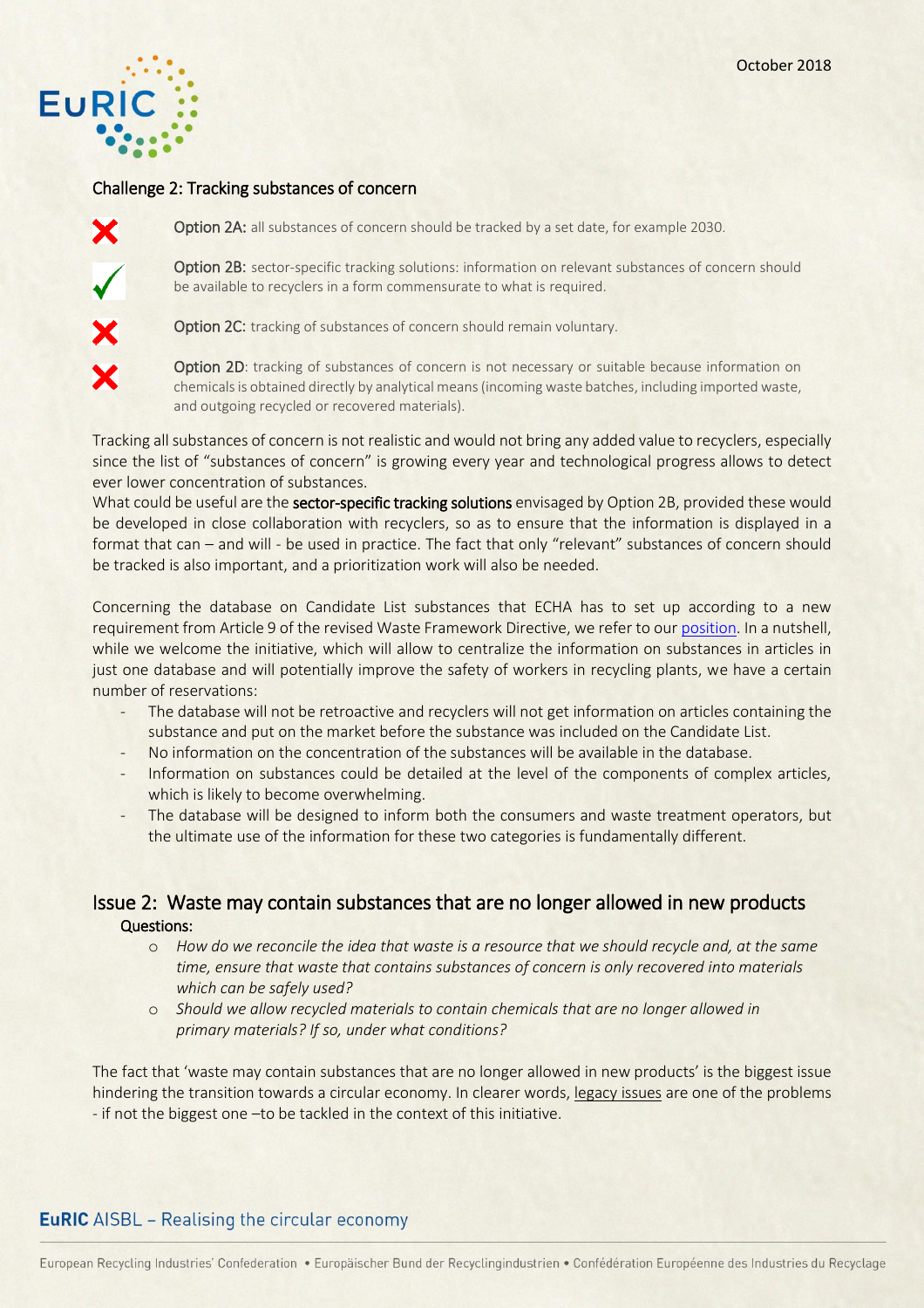### Challenge 2: Tracking substances of concern

✗ **Option 2A:** all substances of concern should be tracked by a set date, for example 2030.

✓ **Option 2B:** sector-specific tracking solutions: information on relevant substances of concern should be available to recyclers in a form commensurate to what is required.

✗ **Option 2C:** tracking of substances of concern should remain voluntary.

✗ **Option 2D**: tracking of substances of concern is not necessary or suitable because information on chemicals is obtained directly by analytical means (incoming waste batches, including imported waste, and outgoing recycled or recovered materials).

Tracking all substances of concern is not realistic and would not bring any added value to recyclers, especially since the list of "substances of concern" is growing every year and technological progress allows to detect ever lower concentration of substances.
What could be useful are the **sector-specific tracking solutions** envisaged by Option 2B, provided these would be developed in close collaboration with recyclers, so as to ensure that the information is displayed in a format that can – and will - be used in practice. The fact that only "relevant" substances of concern should be tracked is also important, and a prioritization work will also be needed.

Concerning the database on Candidate List substances that ECHA has to set up according to a new requirement from Article 9 of the revised Waste Framework Directive, we refer to our position. In a nutshell, while we welcome the initiative, which will allow to centralize the information on substances in articles in just one database and will potentially improve the safety of workers in recycling plants, we have a certain number of reservations:

- The database will not be retroactive and recyclers will not get information on articles containing the substance and put on the market before the substance was included on the Candidate List.
- No information on the concentration of the substances will be available in the database.
- Information on substances could be detailed at the level of the components of complex articles, which is likely to become overwhelming.
- The database will be designed to inform both the consumers and waste treatment operators, but the ultimate use of the information for these two categories is fundamentally different.

## Issue 2: Waste may contain substances that are no longer allowed in new products

**Questions:**

- *How do we reconcile the idea that waste is a resource that we should recycle and, at the same time, ensure that waste that contains substances of concern is only recovered into materials which can be safely used?*
- *Should we allow recycled materials to contain chemicals that are no longer allowed in primary materials? If so, under what conditions?*

The fact that 'waste may contain substances that are no longer allowed in new products' is the biggest issue hindering the transition towards a circular economy. In clearer words, legacy issues are one of the problems - if not the biggest one –to be tackled in the context of this initiative.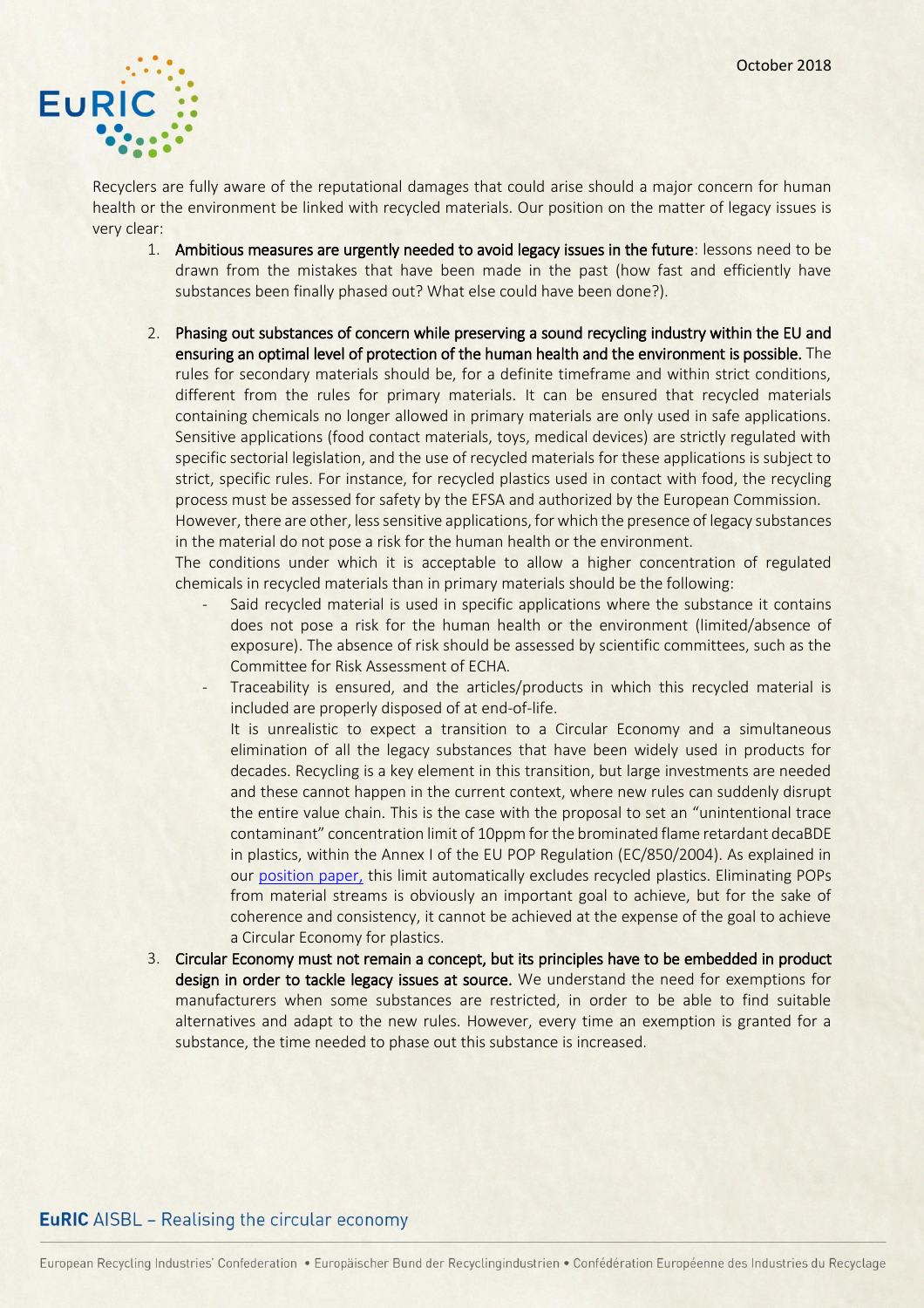Recyclers are fully aware of the reputational damages that could arise should a major concern for human health or the environment be linked with recycled materials. Our position on the matter of legacy issues is very clear:

1. **Ambitious measures are urgently needed to avoid legacy issues in the future**: lessons need to be drawn from the mistakes that have been made in the past (how fast and efficiently have substances been finally phased out? What else could have been done?).

2. **Phasing out substances of concern while preserving a sound recycling industry within the EU and ensuring an optimal level of protection of the human health and the environment is possible.** The rules for secondary materials should be, for a definite timeframe and within strict conditions, different from the rules for primary materials. It can be ensured that recycled materials containing chemicals no longer allowed in primary materials are only used in safe applications. Sensitive applications (food contact materials, toys, medical devices) are strictly regulated with specific sectorial legislation, and the use of recycled materials for these applications is subject to strict, specific rules. For instance, for recycled plastics used in contact with food, the recycling process must be assessed for safety by the EFSA and authorized by the European Commission.
   However, there are other, less sensitive applications, for which the presence of legacy substances in the material do not pose a risk for the human health or the environment.
   The conditions under which it is acceptable to allow a higher concentration of regulated chemicals in recycled materials than in primary materials should be the following:
   - Said recycled material is used in specific applications where the substance it contains does not pose a risk for the human health or the environment (limited/absence of exposure). The absence of risk should be assessed by scientific committees, such as the Committee for Risk Assessment of ECHA.
   - Traceability is ensured, and the articles/products in which this recycled material is included are properly disposed of at end-of-life.

     It is unrealistic to expect a transition to a Circular Economy and a simultaneous elimination of all the legacy substances that have been widely used in products for decades. Recycling is a key element in this transition, but large investments are needed and these cannot happen in the current context, where new rules can suddenly disrupt the entire value chain. This is the case with the proposal to set an "unintentional trace contaminant" concentration limit of 10ppm for the brominated flame retardant decaBDE in plastics, within the Annex I of the EU POP Regulation (EC/850/2004). As explained in our position paper, this limit automatically excludes recycled plastics. Eliminating POPs from material streams is obviously an important goal to achieve, but for the sake of coherence and consistency, it cannot be achieved at the expense of the goal to achieve a Circular Economy for plastics.

3. **Circular Economy must not remain a concept, but its principles have to be embedded in product design in order to tackle legacy issues at source.** We understand the need for exemptions for manufacturers when some substances are restricted, in order to be able to find suitable alternatives and adapt to the new rules. However, every time an exemption is granted for a substance, the time needed to phase out this substance is increased.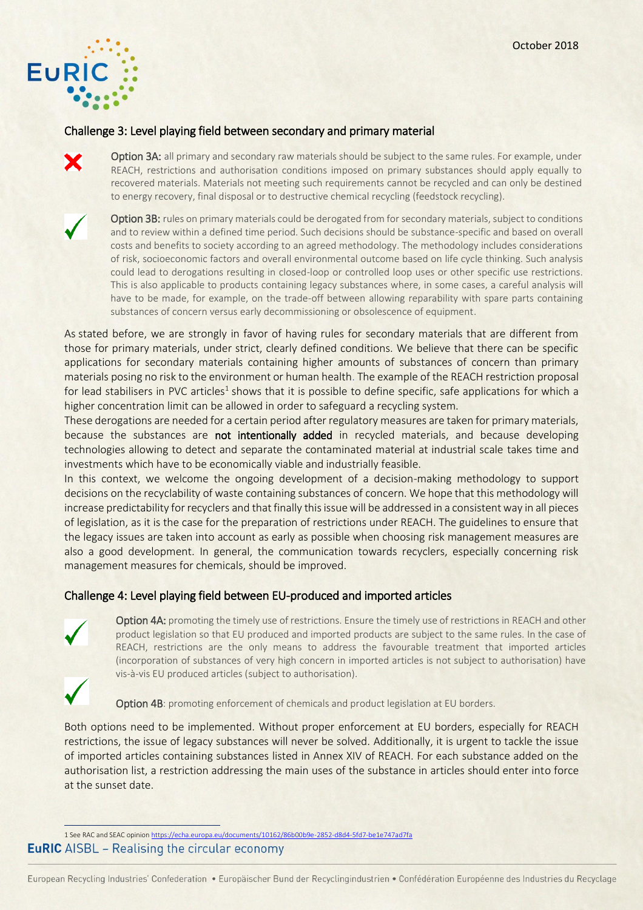## Challenge 3: Level playing field between secondary and primary material

✗ **Option 3A:** all primary and secondary raw materials should be subject to the same rules. For example, under REACH, restrictions and authorisation conditions imposed on primary substances should apply equally to recovered materials. Materials not meeting such requirements cannot be recycled and can only be destined to energy recovery, final disposal or to destructive chemical recycling (feedstock recycling).

✓ **Option 3B:** rules on primary materials could be derogated from for secondary materials, subject to conditions and to review within a defined time period. Such decisions should be substance-specific and based on overall costs and benefits to society according to an agreed methodology. The methodology includes considerations of risk, socioeconomic factors and overall environmental outcome based on life cycle thinking. Such analysis could lead to derogations resulting in closed-loop or controlled loop uses or other specific use restrictions. This is also applicable to products containing legacy substances where, in some cases, a careful analysis will have to be made, for example, on the trade-off between allowing reparability with spare parts containing substances of concern versus early decommissioning or obsolescence of equipment.

As stated before, we are strongly in favor of having rules for secondary materials that are different from those for primary materials, under strict, clearly defined conditions. We believe that there can be specific applications for secondary materials containing higher amounts of substances of concern than primary materials posing no risk to the environment or human health. The example of the REACH restriction proposal for lead stabilisers in PVC articles[1] shows that it is possible to define specific, safe applications for which a higher concentration limit can be allowed in order to safeguard a recycling system.

These derogations are needed for a certain period after regulatory measures are taken for primary materials, because the substances are **not intentionally added** in recycled materials, and because developing technologies allowing to detect and separate the contaminated material at industrial scale takes time and investments which have to be economically viable and industrially feasible.

In this context, we welcome the ongoing development of a decision-making methodology to support decisions on the recyclability of waste containing substances of concern. We hope that this methodology will increase predictability for recyclers and that finally this issue will be addressed in a consistent way in all pieces of legislation, as it is the case for the preparation of restrictions under REACH. The guidelines to ensure that the legacy issues are taken into account as early as possible when choosing risk management measures are also a good development. In general, the communication towards recyclers, especially concerning risk management measures for chemicals, should be improved.

## Challenge 4: Level playing field between EU-produced and imported articles

✓ **Option 4A:** promoting the timely use of restrictions. Ensure the timely use of restrictions in REACH and other product legislation so that EU produced and imported products are subject to the same rules. In the case of REACH, restrictions are the only means to address the favourable treatment that imported articles (incorporation of substances of very high concern in imported articles is not subject to authorisation) have vis-à-vis EU produced articles (subject to authorisation).

✓ **Option 4B**: promoting enforcement of chemicals and product legislation at EU borders.

Both options need to be implemented. Without proper enforcement at EU borders, especially for REACH restrictions, the issue of legacy substances will never be solved. Additionally, it is urgent to tackle the issue of imported articles containing substances listed in Annex XIV of REACH. For each substance added on the authorisation list, a restriction addressing the main uses of the substance in articles should enter into force at the sunset date.

---

[1] See RAC and SEAC opinion https://echa.europa.eu/documents/10162/86b00b9e-2852-d8d4-5fd7-be1e747ad7fa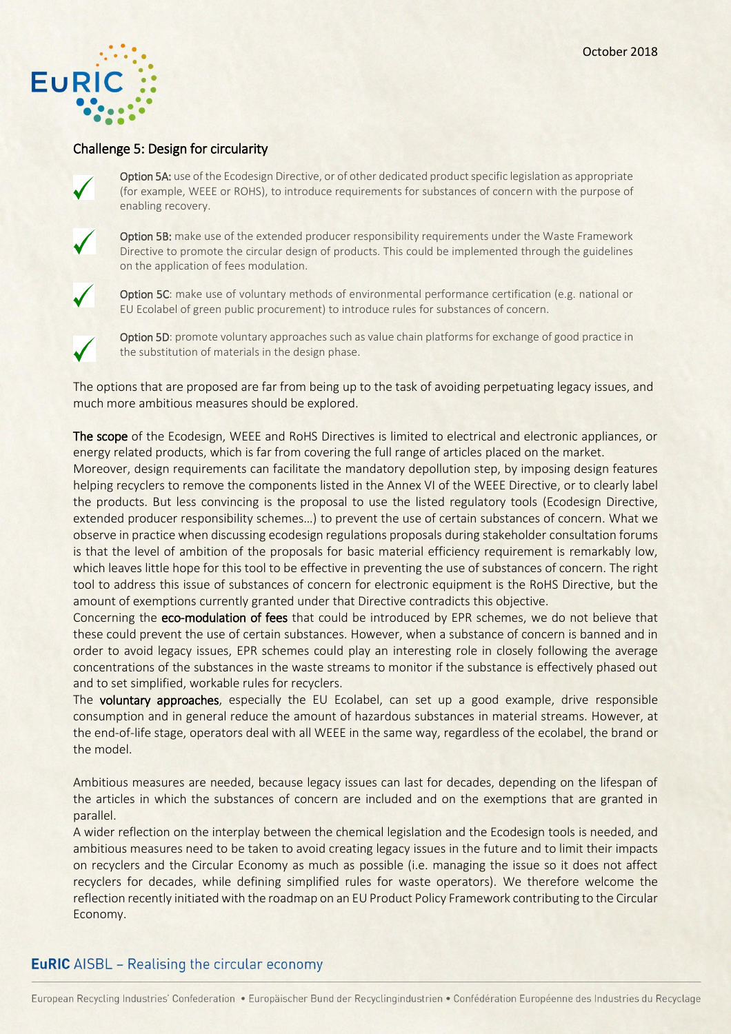## Challenge 5: Design for circularity

✓ **Option 5A:** use of the Ecodesign Directive, or of other dedicated product specific legislation as appropriate (for example, WEEE or ROHS), to introduce requirements for substances of concern with the purpose of enabling recovery.

✓ **Option 5B:** make use of the extended producer responsibility requirements under the Waste Framework Directive to promote the circular design of products. This could be implemented through the guidelines on the application of fees modulation.

✓ **Option 5C**: make use of voluntary methods of environmental performance certification (e.g. national or EU Ecolabel of green public procurement) to introduce rules for substances of concern.

✓ **Option 5D**: promote voluntary approaches such as value chain platforms for exchange of good practice in the substitution of materials in the design phase.

The options that are proposed are far from being up to the task of avoiding perpetuating legacy issues, and much more ambitious measures should be explored.

**The scope** of the Ecodesign, WEEE and RoHS Directives is limited to electrical and electronic appliances, or energy related products, which is far from covering the full range of articles placed on the market.

Moreover, design requirements can facilitate the mandatory depollution step, by imposing design features helping recyclers to remove the components listed in the Annex VI of the WEEE Directive, or to clearly label the products. But less convincing is the proposal to use the listed regulatory tools (Ecodesign Directive, extended producer responsibility schemes…) to prevent the use of certain substances of concern. What we observe in practice when discussing ecodesign regulations proposals during stakeholder consultation forums is that the level of ambition of the proposals for basic material efficiency requirement is remarkably low, which leaves little hope for this tool to be effective in preventing the use of substances of concern. The right tool to address this issue of substances of concern for electronic equipment is the RoHS Directive, but the amount of exemptions currently granted under that Directive contradicts this objective.

Concerning the **eco-modulation of fees** that could be introduced by EPR schemes, we do not believe that these could prevent the use of certain substances. However, when a substance of concern is banned and in order to avoid legacy issues, EPR schemes could play an interesting role in closely following the average concentrations of the substances in the waste streams to monitor if the substance is effectively phased out and to set simplified, workable rules for recyclers.

The **voluntary approaches**, especially the EU Ecolabel, can set up a good example, drive responsible consumption and in general reduce the amount of hazardous substances in material streams. However, at the end-of-life stage, operators deal with all WEEE in the same way, regardless of the ecolabel, the brand or the model.

Ambitious measures are needed, because legacy issues can last for decades, depending on the lifespan of the articles in which the substances of concern are included and on the exemptions that are granted in parallel.

A wider reflection on the interplay between the chemical legislation and the Ecodesign tools is needed, and ambitious measures need to be taken to avoid creating legacy issues in the future and to limit their impacts on recyclers and the Circular Economy as much as possible (i.e. managing the issue so it does not affect recyclers for decades, while defining simplified rules for waste operators). We therefore welcome the reflection recently initiated with the roadmap on an EU Product Policy Framework contributing to the Circular Economy.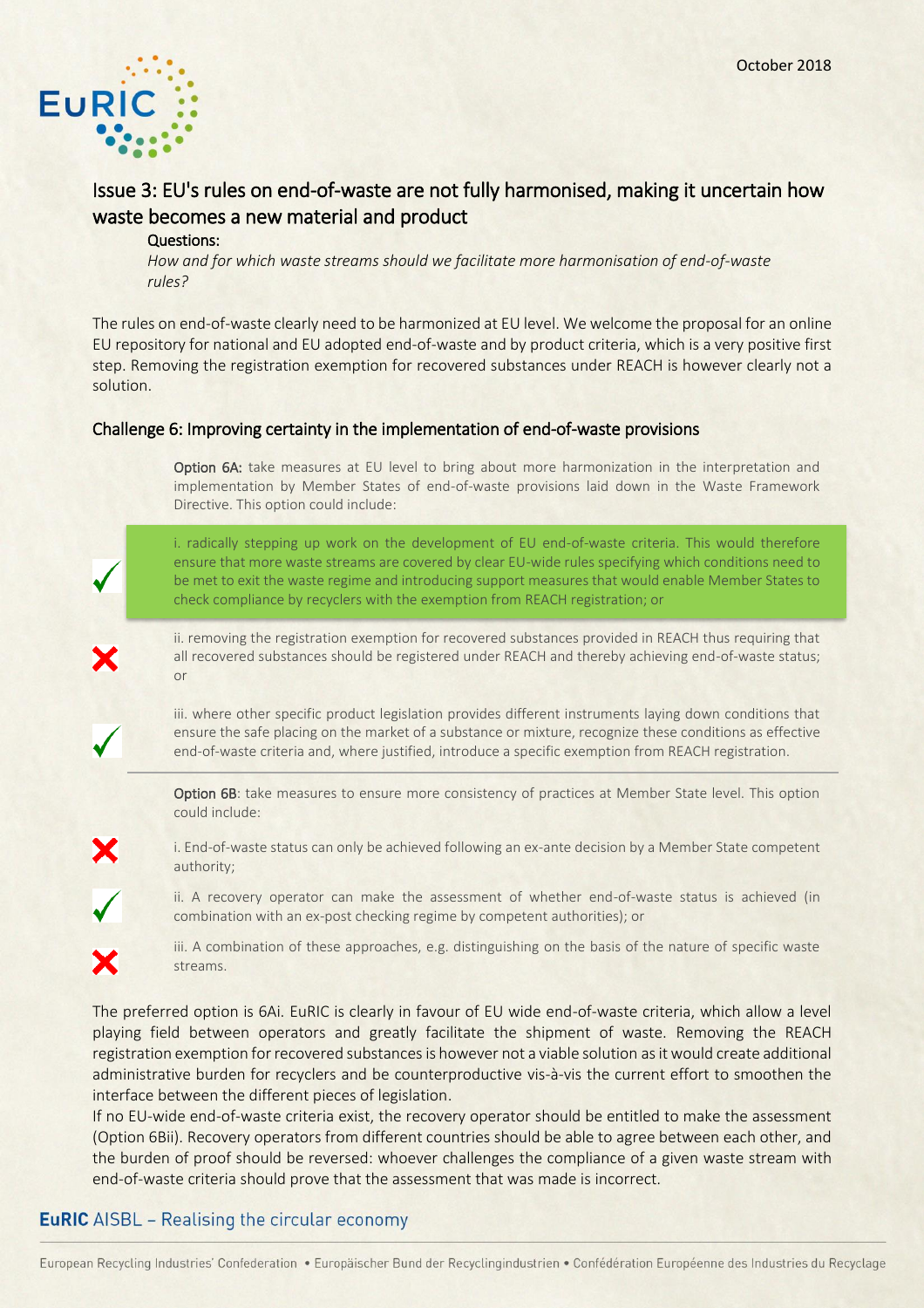October 2018

## Issue 3: EU's rules on end-of-waste are not fully harmonised, making it uncertain how waste becomes a new material and product

**Questions:**

*How and for which waste streams should we facilitate more harmonisation of end-of-waste rules?*

The rules on end-of-waste clearly need to be harmonized at EU level. We welcome the proposal for an online EU repository for national and EU adopted end-of-waste and by product criteria, which is a very positive first step. Removing the registration exemption for recovered substances under REACH is however clearly not a solution.

### Challenge 6: Improving certainty in the implementation of end-of-waste provisions

**Option 6A:** take measures at EU level to bring about more harmonization in the interpretation and implementation by Member States of end-of-waste provisions laid down in the Waste Framework Directive. This option could include:

✓ i. radically stepping up work on the development of EU end-of-waste criteria. This would therefore ensure that more waste streams are covered by clear EU-wide rules specifying which conditions need to be met to exit the waste regime and introducing support measures that would enable Member States to check compliance by recyclers with the exemption from REACH registration; or

✗ ii. removing the registration exemption for recovered substances provided in REACH thus requiring that all recovered substances should be registered under REACH and thereby achieving end-of-waste status; or

✓ iii. where other specific product legislation provides different instruments laying down conditions that ensure the safe placing on the market of a substance or mixture, recognize these conditions as effective end-of-waste criteria and, where justified, introduce a specific exemption from REACH registration.

**Option 6B**: take measures to ensure more consistency of practices at Member State level. This option could include:

✗ i. End-of-waste status can only be achieved following an ex-ante decision by a Member State competent authority;

✓ ii. A recovery operator can make the assessment of whether end-of-waste status is achieved (in combination with an ex-post checking regime by competent authorities); or

✗ iii. A combination of these approaches, e.g. distinguishing on the basis of the nature of specific waste streams.

The preferred option is 6Ai. EuRIC is clearly in favour of EU wide end-of-waste criteria, which allow a level playing field between operators and greatly facilitate the shipment of waste. Removing the REACH registration exemption for recovered substances is however not a viable solution as it would create additional administrative burden for recyclers and be counterproductive vis-à-vis the current effort to smoothen the interface between the different pieces of legislation.

If no EU-wide end-of-waste criteria exist, the recovery operator should be entitled to make the assessment (Option 6Bii). Recovery operators from different countries should be able to agree between each other, and the burden of proof should be reversed: whoever challenges the compliance of a given waste stream with end-of-waste criteria should prove that the assessment that was made is incorrect.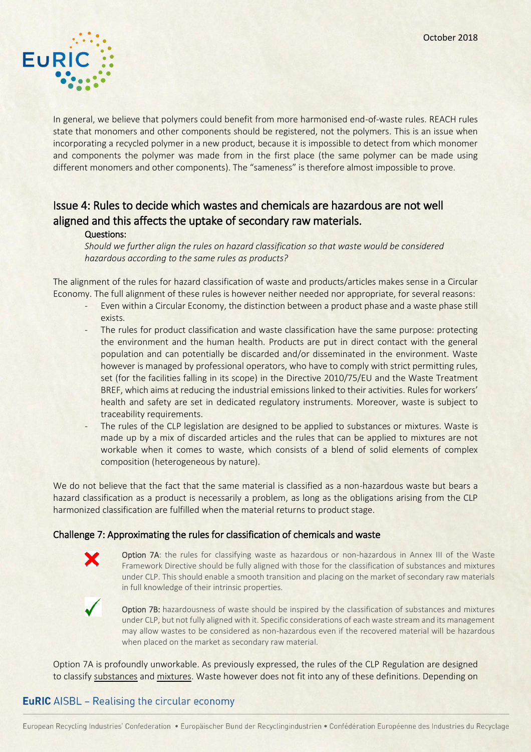In general, we believe that polymers could benefit from more harmonised end-of-waste rules. REACH rules state that monomers and other components should be registered, not the polymers. This is an issue when incorporating a recycled polymer in a new product, because it is impossible to detect from which monomer and components the polymer was made from in the first place (the same polymer can be made using different monomers and other components). The "sameness" is therefore almost impossible to prove.

## Issue 4: Rules to decide which wastes and chemicals are hazardous are not well aligned and this affects the uptake of secondary raw materials.

**Questions:**

*Should we further align the rules on hazard classification so that waste would be considered hazardous according to the same rules as products?*

The alignment of the rules for hazard classification of waste and products/articles makes sense in a Circular Economy. The full alignment of these rules is however neither needed nor appropriate, for several reasons:

- Even within a Circular Economy, the distinction between a product phase and a waste phase still exists.
- The rules for product classification and waste classification have the same purpose: protecting the environment and the human health. Products are put in direct contact with the general population and can potentially be discarded and/or disseminated in the environment. Waste however is managed by professional operators, who have to comply with strict permitting rules, set (for the facilities falling in its scope) in the Directive 2010/75/EU and the Waste Treatment BREF, which aims at reducing the industrial emissions linked to their activities. Rules for workers' health and safety are set in dedicated regulatory instruments. Moreover, waste is subject to traceability requirements.
- The rules of the CLP legislation are designed to be applied to substances or mixtures. Waste is made up by a mix of discarded articles and the rules that can be applied to mixtures are not workable when it comes to waste, which consists of a blend of solid elements of complex composition (heterogeneous by nature).

We do not believe that the fact that the same material is classified as a non-hazardous waste but bears a hazard classification as a product is necessarily a problem, as long as the obligations arising from the CLP harmonized classification are fulfilled when the material returns to product stage.

### Challenge 7: Approximating the rules for classification of chemicals and waste

✗ **Option 7A**: the rules for classifying waste as hazardous or non-hazardous in Annex III of the Waste Framework Directive should be fully aligned with those for the classification of substances and mixtures under CLP. This should enable a smooth transition and placing on the market of secondary raw materials in full knowledge of their intrinsic properties.

✓ **Option 7B:** hazardousness of waste should be inspired by the classification of substances and mixtures under CLP, but not fully aligned with it. Specific considerations of each waste stream and its management may allow wastes to be considered as non-hazardous even if the recovered material will be hazardous when placed on the market as secondary raw material.

Option 7A is profoundly unworkable. As previously expressed, the rules of the CLP Regulation are designed to classify substances and mixtures. Waste however does not fit into any of these definitions. Depending on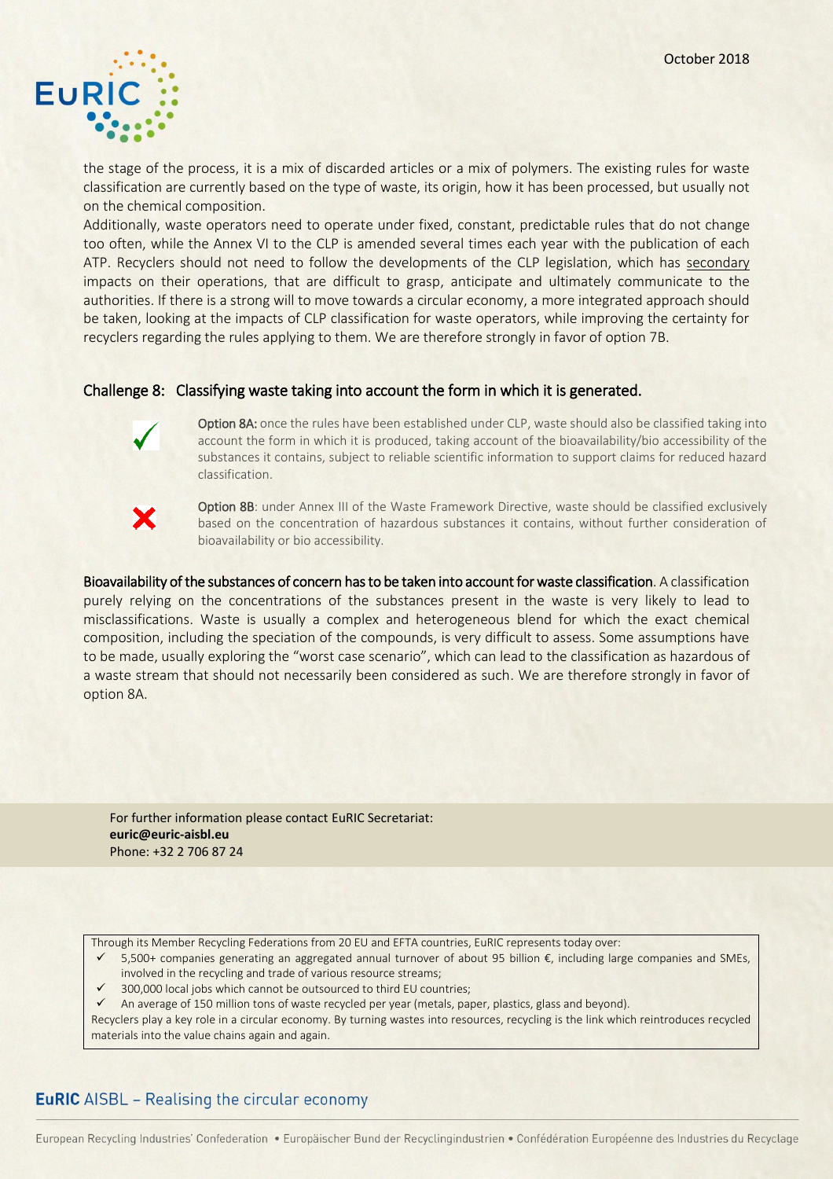the stage of the process, it is a mix of discarded articles or a mix of polymers. The existing rules for waste classification are currently based on the type of waste, its origin, how it has been processed, but usually not on the chemical composition.

Additionally, waste operators need to operate under fixed, constant, predictable rules that do not change too often, while the Annex VI to the CLP is amended several times each year with the publication of each ATP. Recyclers should not need to follow the developments of the CLP legislation, which has secondary impacts on their operations, that are difficult to grasp, anticipate and ultimately communicate to the authorities. If there is a strong will to move towards a circular economy, a more integrated approach should be taken, looking at the impacts of CLP classification for waste operators, while improving the certainty for recyclers regarding the rules applying to them. We are therefore strongly in favor of option 7B.

### Challenge 8: Classifying waste taking into account the form in which it is generated.

✓ **Option 8A:** once the rules have been established under CLP, waste should also be classified taking into account the form in which it is produced, taking account of the bioavailability/bio accessibility of the substances it contains, subject to reliable scientific information to support claims for reduced hazard classification.

✗ **Option 8B**: under Annex III of the Waste Framework Directive, waste should be classified exclusively based on the concentration of hazardous substances it contains, without further consideration of bioavailability or bio accessibility.

**Bioavailability of the substances of concern has to be taken into account for waste classification**. A classification purely relying on the concentrations of the substances present in the waste is very likely to lead to misclassifications. Waste is usually a complex and heterogeneous blend for which the exact chemical composition, including the speciation of the compounds, is very difficult to assess. Some assumptions have to be made, usually exploring the "worst case scenario", which can lead to the classification as hazardous of a waste stream that should not necessarily been considered as such. We are therefore strongly in favor of option 8A.

For further information please contact EuRIC Secretariat:
**euric@euric-aisbl.eu**
Phone: +32 2 706 87 24

Through its Member Recycling Federations from 20 EU and EFTA countries, EuRIC represents today over:

- ✓ 5,500+ companies generating an aggregated annual turnover of about 95 billion €, including large companies and SMEs, involved in the recycling and trade of various resource streams;
- ✓ 300,000 local jobs which cannot be outsourced to third EU countries;
- ✓ An average of 150 million tons of waste recycled per year (metals, paper, plastics, glass and beyond).

Recyclers play a key role in a circular economy. By turning wastes into resources, recycling is the link which reintroduces recycled materials into the value chains again and again.